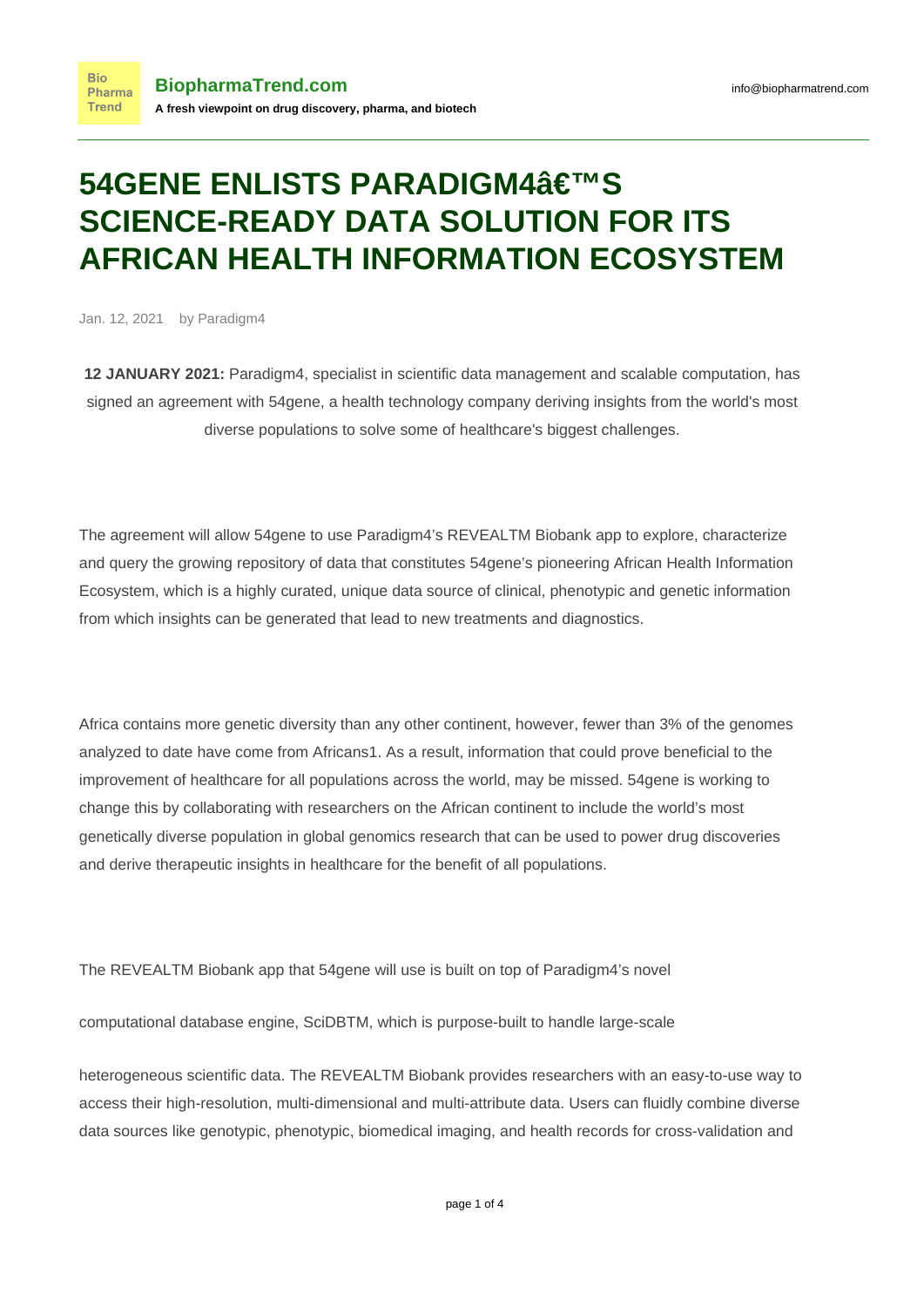# 54GENE ENLISTS PARADIGM4â€™S SCIENCE-READY DATA SOLUTION FOR ITS AFRICAN HEALTH INFORMATION ECOSYSTEM

Jan. 12, 2021 by Paradigm4

**12 JANUARY 2021:** Paradigm4, specialist in scientific data management and scalable computation, has signed an agreement with 54gene, a health technology company deriving insights from the world's most diverse populations to solve some of healthcare's biggest challenges.

The agreement will allow 54gene to use Paradigm4's REVEALTM Biobank app to explore, characterize and query the growing repository of data that constitutes 54gene's pioneering African Health Information Ecosystem, which is a highly curated, unique data source of clinical, phenotypic and genetic information from which insights can be generated that lead to new treatments and diagnostics.

Africa contains more genetic diversity than any other continent, however, fewer than 3% of the genomes analyzed to date have come from Africans1. As a result, information that could prove beneficial to the improvement of healthcare for all populations across the world, may be missed. 54gene is working to change this by collaborating with researchers on the African continent to include the world's most genetically diverse population in global genomics research that can be used to power drug discoveries and derive therapeutic insights in healthcare for the benefit of all populations.

The REVEALTM Biobank app that 54gene will use is built on top of Paradigm4's novel

computational database engine, SciDBTM, which is purpose-built to handle large-scale

heterogeneous scientific data. The REVEALTM Biobank provides researchers with an easy-to-use way to access their high-resolution, multi-dimensional and multi-attribute data. Users can fluidly combine diverse data sources like genotypic, phenotypic, biomedical imaging, and health records for cross-validation and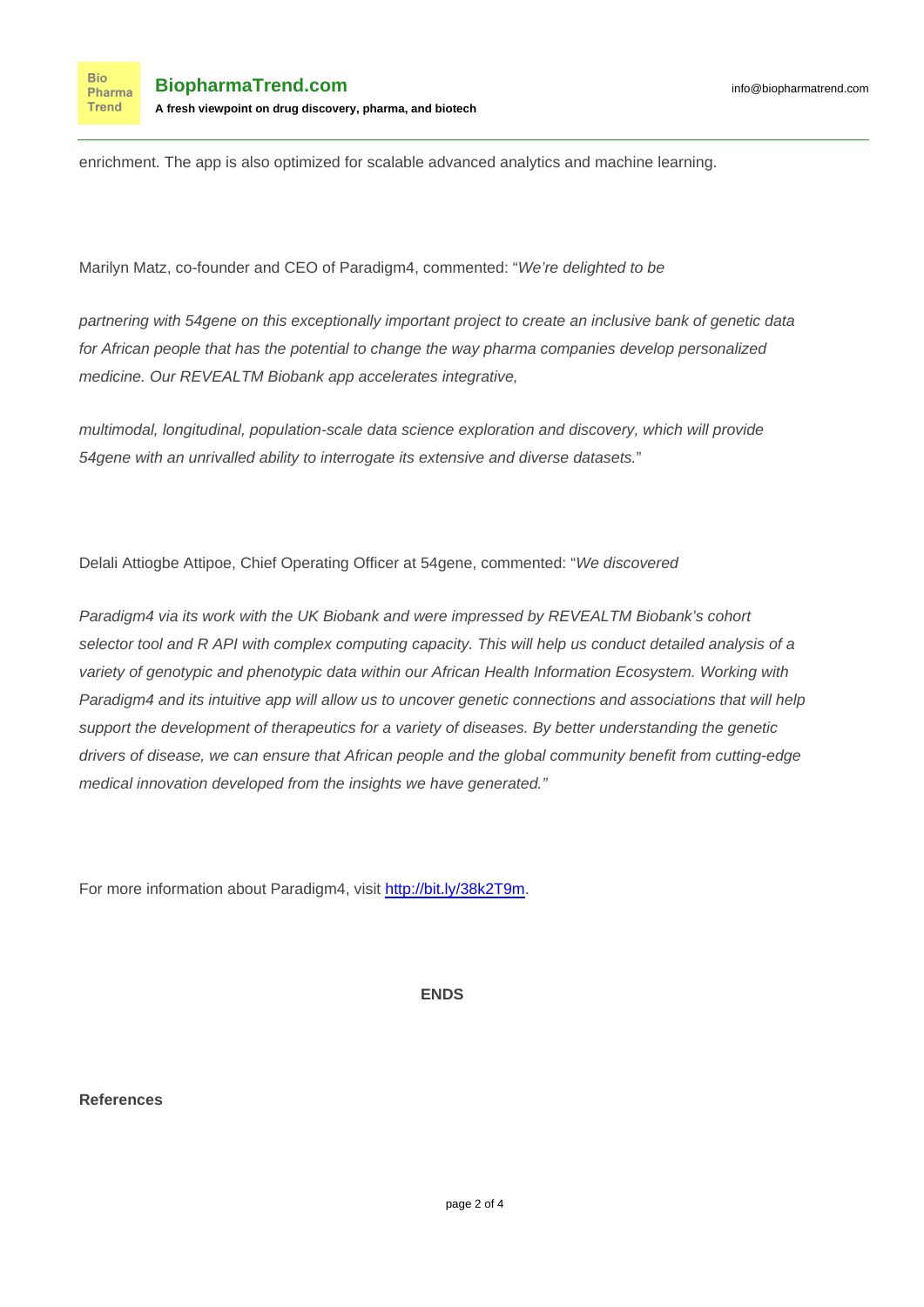enrichment. The app is also optimized for scalable advanced analytics and machine learning.

Marilyn Matz, co-founder and CEO of Paradigm4, commented: "*We're delighted to be*

*partnering with 54gene on this exceptionally important project to create an inclusive bank of genetic data for African people that has the potential to change the way pharma companies develop personalized medicine. Our REVEALTM Biobank app accelerates integrative,*

*multimodal, longitudinal, population-scale data science exploration and discovery, which will provide 54gene with an unrivalled ability to interrogate its extensive and diverse datasets.*"

Delali Attiogbe Attipoe, Chief Operating Officer at 54gene, commented: "*We discovered*

*Paradigm4 via its work with the UK Biobank and were impressed by REVEALTM Biobank's cohort selector tool and R API with complex computing capacity. This will help us conduct detailed analysis of a variety of genotypic and phenotypic data within our African Health Information Ecosystem. Working with Paradigm4 and its intuitive app will allow us to uncover genetic connections and associations that will help support the development of therapeutics for a variety of diseases. By better understanding the genetic drivers of disease, we can ensure that African people and the global community benefit from cutting-edge medical innovation developed from the insights we have generated."*

For more information about Paradigm4, visit [http://bit.ly/38k2T9m](http://bit.ly/38k2T9m).

**ENDS**

**References**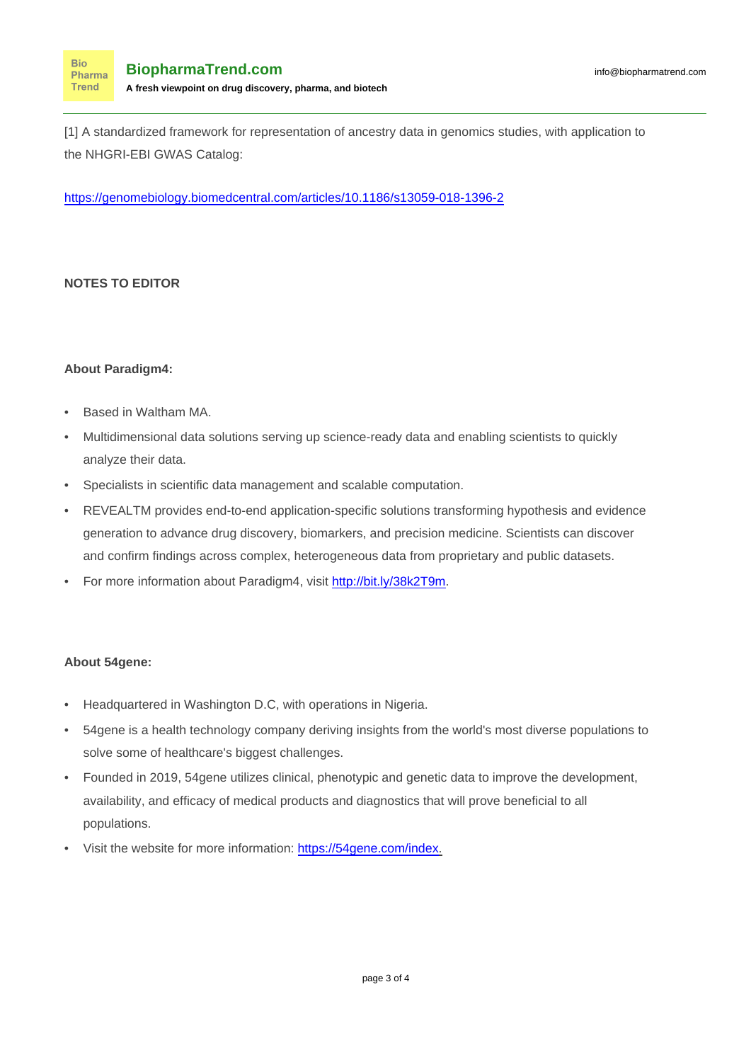[1] A standardized framework for representation of ancestry data in genomics studies, with application to the NHGRI-EBI GWAS Catalog:

https://genomebiology.biomedcentral.com/articles/10.1186/s13059-018-1396-2

**NOTES TO EDITOR**

**About Paradigm4:**

- Based in Waltham MA.
- Multidimensional data solutions serving up science-ready data and enabling scientists to quickly analyze their data.
- Specialists in scientific data management and scalable computation.
- REVEALTM provides end-to-end application-specific solutions transforming hypothesis and evidence generation to advance drug discovery, biomarkers, and precision medicine. Scientists can discover and confirm findings across complex, heterogeneous data from proprietary and public datasets.
- For more information about Paradigm4, visit http://bit.ly/38k2T9m.

**About 54gene:**

- Headquartered in Washington D.C, with operations in Nigeria.
- 54gene is a health technology company deriving insights from the world's most diverse populations to solve some of healthcare's biggest challenges.
- Founded in 2019, 54gene utilizes clinical, phenotypic and genetic data to improve the development, availability, and efficacy of medical products and diagnostics that will prove beneficial to all populations.
- Visit the website for more information: https://54gene.com/index.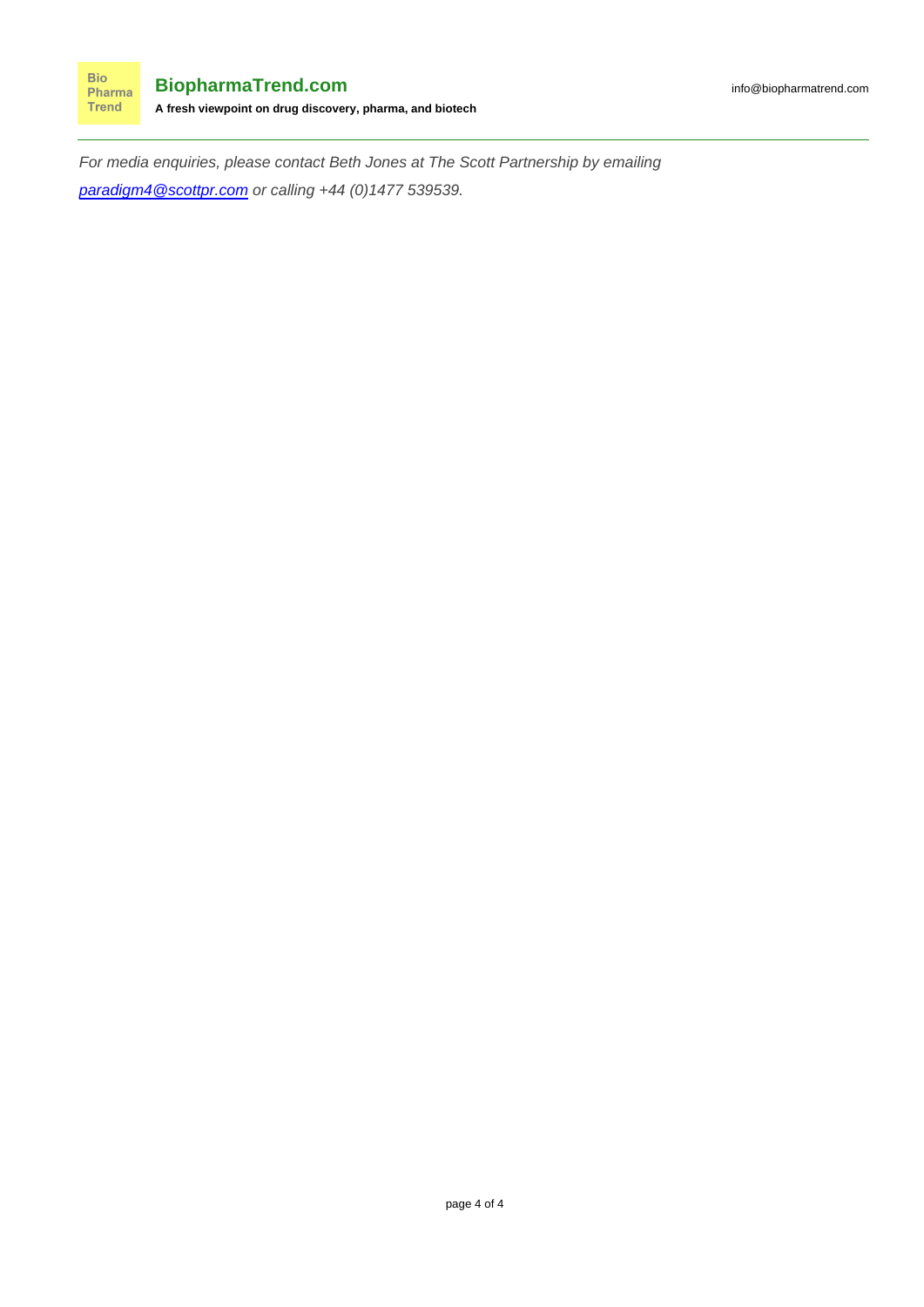*For media enquiries, please contact Beth Jones at The Scott Partnership by emailing [paradigm4@scottpr.com](mailto:paradigm4@scottpr.com) or calling +44 (0)1477 539539.*